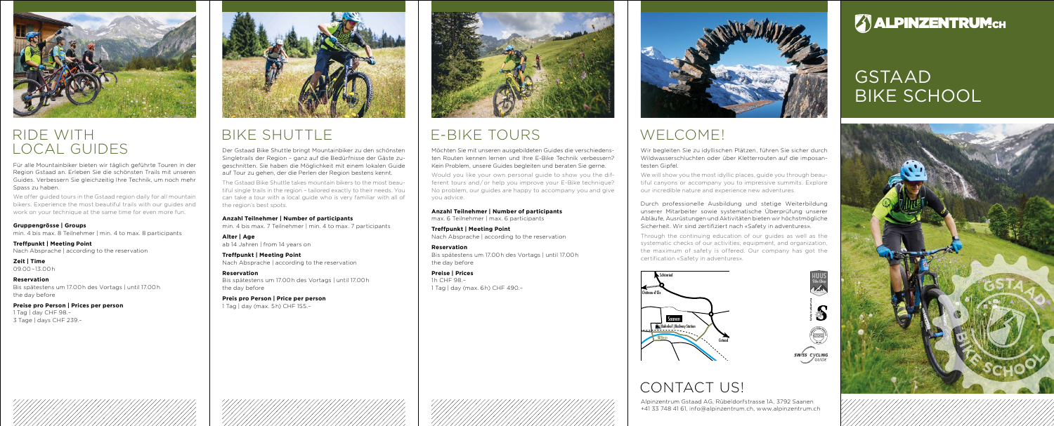# ALPINZENTRUM.CH

# GSTAAD BIKE SCHOOL

## WELCOME!

Wir begleiten Sie zu idyllischen Plätzen, führen Sie sicher durch Wildwasserschluchten oder über Kletterrouten auf die imposantesten Gipfel.

We will show you the most idyllic places, guide you through beautiful canyons or accompany you to impressive summits. Explore our incredible nature and experience new adventures.

Durch professionelle Ausbildung und stetige Weiterbildung unserer Mitarbeiter sowie systematische Überprüfung unserer Abläufe, Ausrüstungen und Aktivitäten bieten wir höchstmögliche Sicherheit. Wir sind zertifiziert nach «Safety in adventures».

Through the continuing education of our guides as well as the systematic checks of our activities, equipment, and organization, the maximum of safety is offered. Our company has got the certification «Safety in adventures».

Schönried
Château d'Œx
Saanen
Bahnhof | Railway Station
Gstaad

## CONTACT US!

Alpinzentrum Gstaad AG, Rübeldorfstrasse 1A, 3792 Saanen
+41 33 748 41 61, info@alpinzentrum.ch, www.alpinzentrum.ch

## RIDE WITH LOCAL GUIDES

Für alle Mountainbiker bieten wir täglich geführte Touren in der Region Gstaad an. Erleben Sie die schönsten Trails mit unseren Guides. Verbessern Sie gleichzeitig Ihre Technik, um noch mehr Spass zu haben.

We offer guided tours in the Gstaad region daily for all mountain bikers. Experience the most beautiful trails with our guides and work on your technique at the same time for even more fun.

**Gruppengrösse | Groups**
min. 4 bis max. 8 Teilnehmer | min. 4 to max. 8 participants

**Treffpunkt | Meeting Point**
Nach Absprache | according to the reservation

**Zeit | Time**
09.00 –13.00 h

**Reservation**
Bis spätestens um 17.00 h des Vortags | until 17.00 h the day before

**Preise pro Person | Prices per person**
1 Tag | day CHF 98.–
3 Tage | days CHF 239.–

## BIKE SHUTTLE

Der Gstaad Bike Shuttle bringt Mountainbiker zu den schönsten Singletrails der Region – ganz auf die Bedürfnisse der Gäste zugeschnitten. Sie haben die Möglichkeit mit einem lokalen Guide auf Tour zu gehen, der die Perlen der Region bestens kennt.

The Gstaad Bike Shuttle takes mountain bikers to the most beautiful single trails in the region – tailored exactly to their needs. You can take a tour with a local guide who is very familiar with all of the region's best spots.

**Anzahl Teilnehmer | Number of participants**
min. 4 bis max. 7 Teilnehmer | min. 4 to max. 7 participants

**Alter | Age**
ab 14 Jahren | from 14 years on

**Treffpunkt | Meeting Point**
Nach Absprache | according to the reservation

**Reservation**
Bis spätestens um 17.00 h des Vortags | until 17.00 h the day before

**Preis pro Person | Price per person**
1 Tag | day (max. 5 h) CHF 155.–

## E-BIKE TOURS

Möchten Sie mit unseren ausgebildeten Guides die verschiedensten Routen kennen lernen und Ihre E-Bike Technik verbessern? Kein Problem, unsere Guides begleiten und beraten Sie gerne.

Would you like your own personal guide to show you the different tours and/or help you improve your E-Bike technique? No problem, our guides are happy to accompany you and give you advice.

**Anzahl Teilnehmer | Number of participants**
max. 6 Teilnehmer | max. 6 participants

**Treffpunkt | Meeting Point**
Nach Absprache | according to the reservation

**Reservation**
Bis spätestens um 17.00 h des Vortags | until 17.00 h the day before

**Preise | Prices**
1 h CHF 98.–
1 Tag | day (max. 6 h) CHF 490.–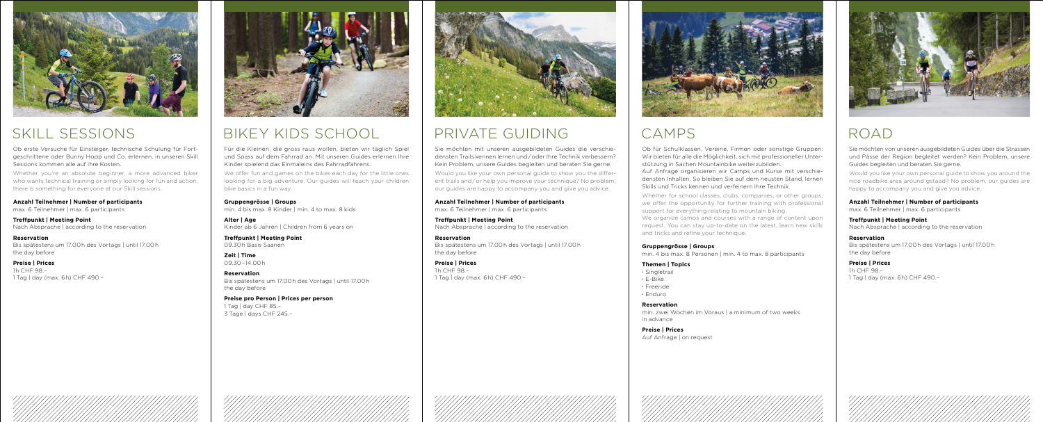# SKILL SESSIONS

Ob erste Versuche für Einsteiger, technische Schulung für Fortgeschrittene oder Bunny Hopp und Co. erlernen, in unseren Skill Sessions kommen alle auf ihre Kosten.

Whether you're an absolute beginner, a more advanced biker who wants technical training or simply looking for fun and action, there is something for everyone at our Skill sessions.

**Anzahl Teilnehmer | Number of participants**
max. 6 Teilnehmer | max. 6 participants

**Treffpunkt | Meeting Point**
Nach Absprache | according to the reservation

**Reservation**
Bis spätestens um 17.00 h des Vortags | until 17.00 h the day before

**Preise | Prices**
1h CHF 98.–
1 Tag | day (max. 6 h) CHF 490.–

# BIKEY KIDS SCHOOL

Für die Kleinen, die gross raus wollen, bieten wir täglich Spiel und Spass auf dem Fahrrad an. Mit unseren Guides erlernen Ihre Kinder spielend das Einmaleins des Fahrradfahrens.

We offer fun and games on the bikes each day for the little ones looking for a big adventure. Our guides will teach your children bike basics in a fun way.

**Gruppengrösse | Groups**
min. 4 bis max. 8 Kinder | min. 4 to max. 8 kids

**Alter | Age**
Kinder ab 6 Jahren | Children from 6 years on

**Treffpunkt | Meeting Point**
09.30 h Basis Saanen

**Zeit | Time**
09.30 – 14.00 h

**Reservation**
Bis spätestens um 17.00 h des Vortags | until 17.00 h the day before

**Preise pro Person | Prices per person**
1 Tag | day CHF 85.–
3 Tage | days CHF 245.–

# PRIVATE GUIDING

Sie möchten mit unseren ausgebildeten Guides die verschiedensten Trails kennen lernen und / oder Ihre Technik verbessern? Kein Problem, unsere Guides begleiten und beraten Sie gerne.

Would you like your own personal guide to show you the different trails and / or help you improve your technique? No problem, our guides are happy to accompany you and give you advice.

**Anzahl Teilnehmer | Number of participants**
max. 6 Teilnehmer | max. 6 participants

**Treffpunkt | Meeting Point**
Nach Absprache | according to the reservation

**Reservation**
Bis spätestens um 17.00 h des Vortags | until 17.00 h the day before

**Preise | Prices**
1h CHF 98.–
1 Tag | day (max. 6 h) CHF 490.–

# CAMPS

Ob für Schulklassen, Vereine, Firmen oder sonstige Gruppen: Wir bieten für alle die Möglichkeit, sich mit professioneller Unterstützung in Sachen Mountainbike weiterzubilden.
Auf Anfrage organisieren wir Camps und Kurse mit verschiedensten Inhalten. So bleiben Sie auf dem neusten Stand, lernen Skills und Tricks kennen und verfeinern Ihre Technik.

Whether for school classes, clubs, companies, or other groups, we offer the opportunity for further training with professional support for everything relating to mountain biking.
We organize camps and courses with a range of content upon request. You can stay up-to-date on the latest, learn new skills and tricks and refine your technique.

**Gruppengrösse | Groups**
min. 4 bis max. 8 Personen | min. 4 to max. 8 participants

**Themen | Topics**
- Singletrail
- E-Bike
- Freeride
- Enduro

**Reservation**
min. zwei Wochen im Voraus | a minimum of two weeks in advance

**Preise | Prices**
Auf Anfrage | on request

# ROAD

Sie möchten von unseren ausgebildeten Guides über die Strassen und Pässe der Region begleitet werden? Kein Problem, unsere Guides begleiten und beraten Sie gerne.

Would you like your own personal guide to show you around the nice roadbike area around gstaad? No problem, our guides are happy to accompany you and give you advice.

**Anzahl Teilnehmer | Number of participants**
max. 6 Teilnehmer | max. 6 participants

**Treffpunkt | Meeting Point**
Nach Absprache | according to the reservation

**Reservation**
Bis spätestens um 17.00 h des Vortags | until 17.00 h the day before

**Preise | Prices**
1h CHF 98.–
1 Tag | day (max. 6 h) CHF 490.–